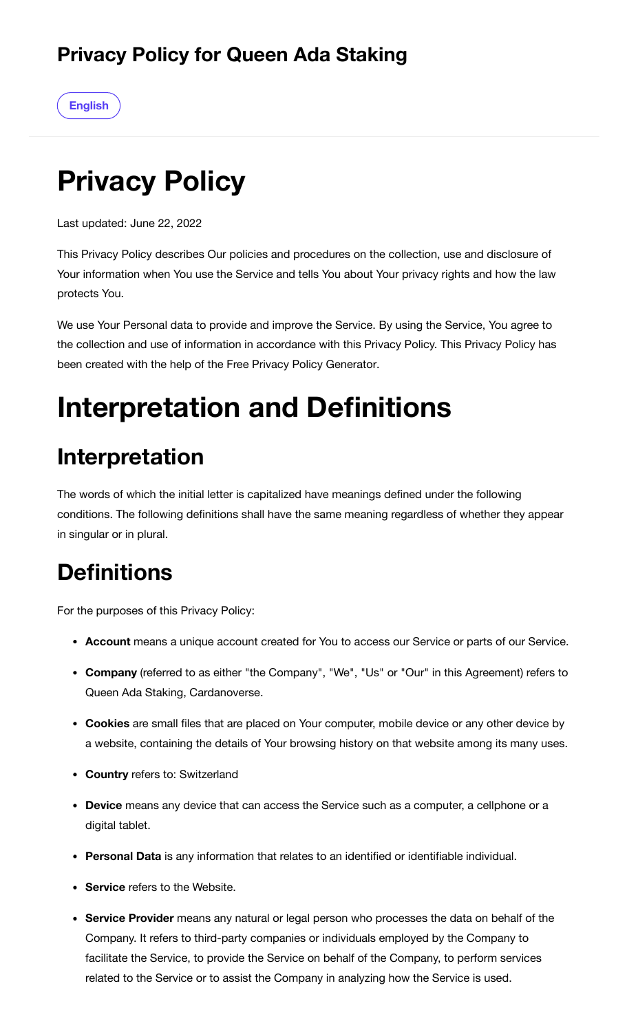## Privacy Policy for Queen Ada Staking

English

# Privacy Policy

Last updated: June 22, 2022

This Privacy Policy describes Our policies and procedures on the collection, use and disclosure of Your information when You use the Service and tells You about Your privacy rights and how the law protects You.

We use Your Personal data to provide and improve the Service. By using the Service, You agree to the collection and use of information in accordance with this Privacy Policy. This Privacy Policy has been created with the help of the Free Privacy Policy Generator.

# Interpretation and Definitions

## Interpretation

The words of which the initial letter is capitalized have meanings defined under the following conditions. The following definitions shall have the same meaning regardless of whether they appear in singular or in plural.

## Definitions

For the purposes of this Privacy Policy:

- **Account** means a unique account created for You to access our Service or parts of our Service.
- **Company** (referred to as either "the Company", "We", "Us" or "Our" in this Agreement) refers to Queen Ada Staking, Cardanoverse.
- **Cookies** are small files that are placed on Your computer, mobile device or any other device by a website, containing the details of Your browsing history on that website among its many uses.
- **Country** refers to: Switzerland
- **Device** means any device that can access the Service such as a computer, a cellphone or a digital tablet.
- **Personal Data** is any information that relates to an identified or identifiable individual.
- **Service** refers to the Website.
- **Service Provider** means any natural or legal person who processes the data on behalf of the Company. It refers to third-party companies or individuals employed by the Company to facilitate the Service, to provide the Service on behalf of the Company, to perform services related to the Service or to assist the Company in analyzing how the Service is used.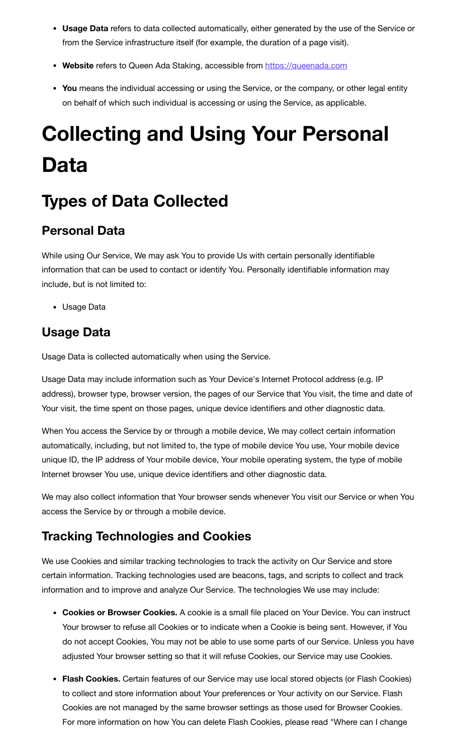- **Usage Data** refers to data collected automatically, either generated by the use of the Service or from the Service infrastructure itself (for example, the duration of a page visit).
- **Website** refers to Queen Ada Staking, accessible from [https://queenada.com](https://queenada.com)
- **You** means the individual accessing or using the Service, or the company, or other legal entity on behalf of which such individual is accessing or using the Service, as applicable.

# Collecting and Using Your Personal Data

## Types of Data Collected

### Personal Data

While using Our Service, We may ask You to provide Us with certain personally identifiable information that can be used to contact or identify You. Personally identifiable information may include, but is not limited to:

- Usage Data

### Usage Data

Usage Data is collected automatically when using the Service.

Usage Data may include information such as Your Device's Internet Protocol address (e.g. IP address), browser type, browser version, the pages of our Service that You visit, the time and date of Your visit, the time spent on those pages, unique device identifiers and other diagnostic data.

When You access the Service by or through a mobile device, We may collect certain information automatically, including, but not limited to, the type of mobile device You use, Your mobile device unique ID, the IP address of Your mobile device, Your mobile operating system, the type of mobile Internet browser You use, unique device identifiers and other diagnostic data.

We may also collect information that Your browser sends whenever You visit our Service or when You access the Service by or through a mobile device.

### Tracking Technologies and Cookies

We use Cookies and similar tracking technologies to track the activity on Our Service and store certain information. Tracking technologies used are beacons, tags, and scripts to collect and track information and to improve and analyze Our Service. The technologies We use may include:

- **Cookies or Browser Cookies.** A cookie is a small file placed on Your Device. You can instruct Your browser to refuse all Cookies or to indicate when a Cookie is being sent. However, if You do not accept Cookies, You may not be able to use some parts of our Service. Unless you have adjusted Your browser setting so that it will refuse Cookies, our Service may use Cookies.
- **Flash Cookies.** Certain features of our Service may use local stored objects (or Flash Cookies) to collect and store information about Your preferences or Your activity on our Service. Flash Cookies are not managed by the same browser settings as those used for Browser Cookies. For more information on how You can delete Flash Cookies, please read "Where can I change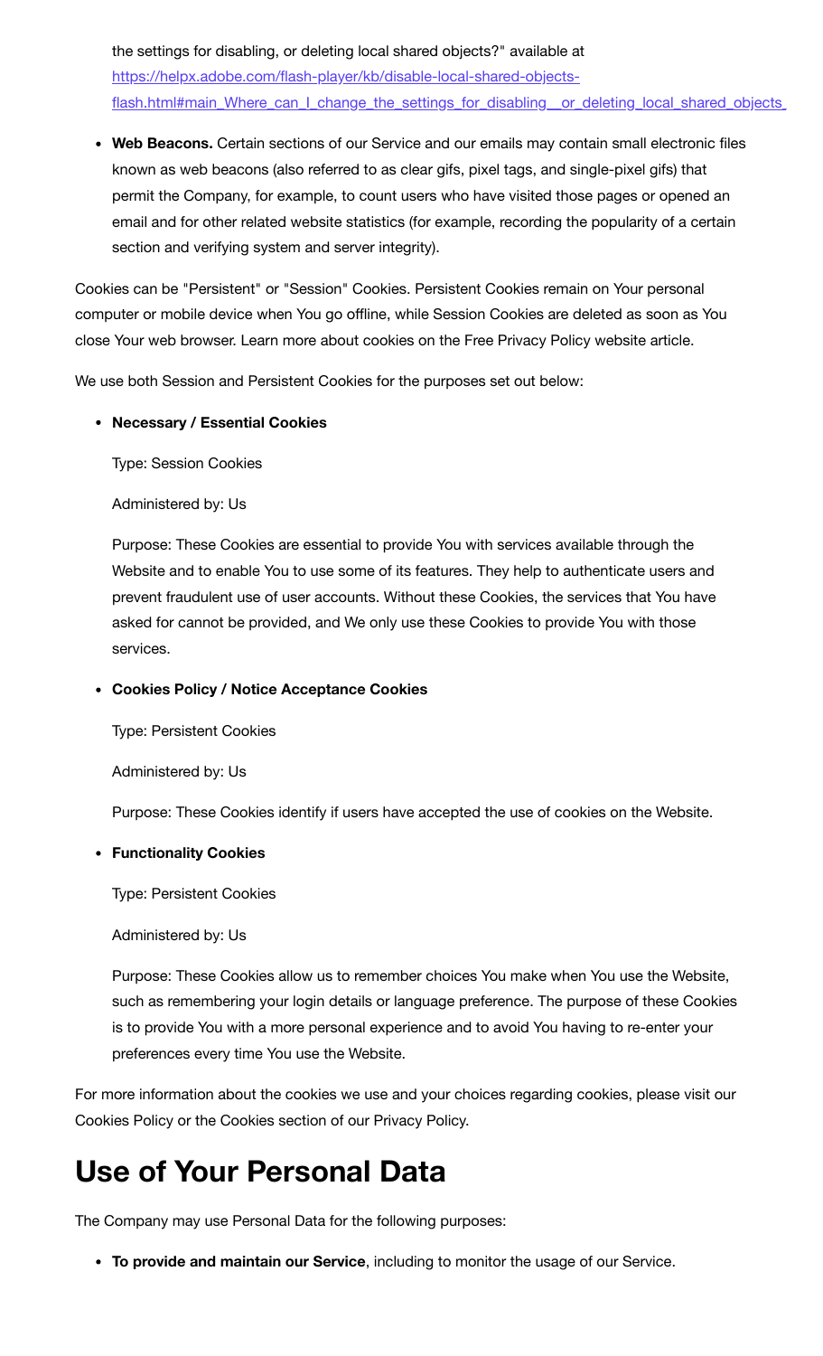the settings for disabling, or deleting local shared objects?" available at [https://helpx.adobe.com/flash-player/kb/disable-local-shared-objects-flash.html#main_Where_can_I_change_the_settings_for_disabling__or_deleting_local_shared_objects_](https://helpx.adobe.com/flash-player/kb/disable-local-shared-objects-flash.html#main_Where_can_I_change_the_settings_for_disabling__or_deleting_local_shared_objects_)

- **Web Beacons.** Certain sections of our Service and our emails may contain small electronic files known as web beacons (also referred to as clear gifs, pixel tags, and single-pixel gifs) that permit the Company, for example, to count users who have visited those pages or opened an email and for other related website statistics (for example, recording the popularity of a certain section and verifying system and server integrity).

Cookies can be "Persistent" or "Session" Cookies. Persistent Cookies remain on Your personal computer or mobile device when You go offline, while Session Cookies are deleted as soon as You close Your web browser. Learn more about cookies on the Free Privacy Policy website article.

We use both Session and Persistent Cookies for the purposes set out below:

- **Necessary / Essential Cookies**

  Type: Session Cookies

  Administered by: Us

  Purpose: These Cookies are essential to provide You with services available through the Website and to enable You to use some of its features. They help to authenticate users and prevent fraudulent use of user accounts. Without these Cookies, the services that You have asked for cannot be provided, and We only use these Cookies to provide You with those services.

- **Cookies Policy / Notice Acceptance Cookies**

  Type: Persistent Cookies

  Administered by: Us

  Purpose: These Cookies identify if users have accepted the use of cookies on the Website.

- **Functionality Cookies**

  Type: Persistent Cookies

  Administered by: Us

  Purpose: These Cookies allow us to remember choices You make when You use the Website, such as remembering your login details or language preference. The purpose of these Cookies is to provide You with a more personal experience and to avoid You having to re-enter your preferences every time You use the Website.

For more information about the cookies we use and your choices regarding cookies, please visit our Cookies Policy or the Cookies section of our Privacy Policy.

# Use of Your Personal Data

The Company may use Personal Data for the following purposes:

- **To provide and maintain our Service**, including to monitor the usage of our Service.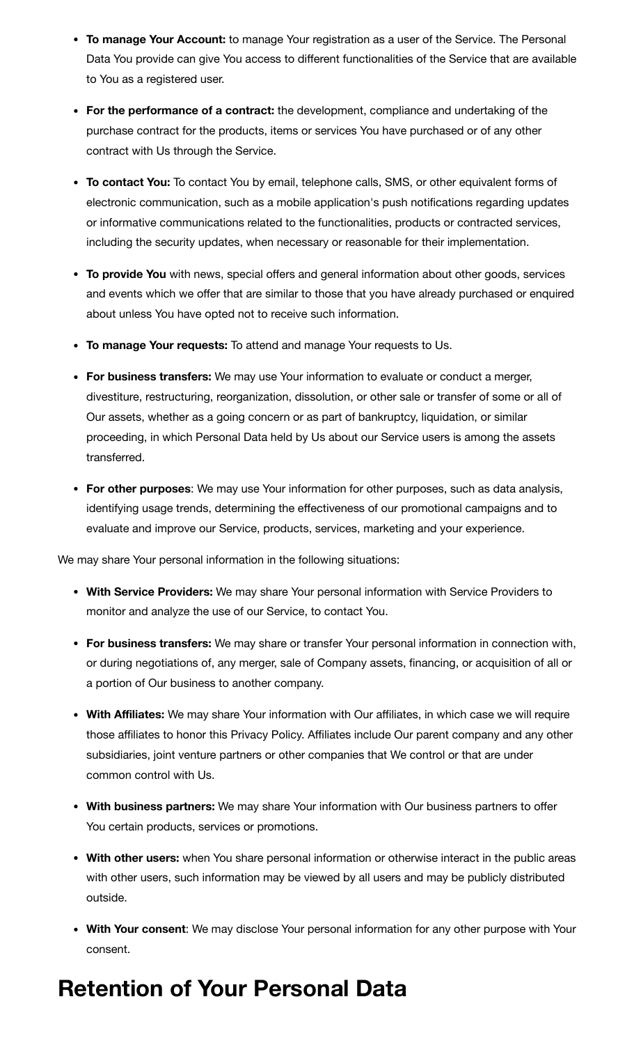- **To manage Your Account:** to manage Your registration as a user of the Service. The Personal Data You provide can give You access to different functionalities of the Service that are available to You as a registered user.
- **For the performance of a contract:** the development, compliance and undertaking of the purchase contract for the products, items or services You have purchased or of any other contract with Us through the Service.
- **To contact You:** To contact You by email, telephone calls, SMS, or other equivalent forms of electronic communication, such as a mobile application's push notifications regarding updates or informative communications related to the functionalities, products or contracted services, including the security updates, when necessary or reasonable for their implementation.
- **To provide You** with news, special offers and general information about other goods, services and events which we offer that are similar to those that you have already purchased or enquired about unless You have opted not to receive such information.
- **To manage Your requests:** To attend and manage Your requests to Us.
- **For business transfers:** We may use Your information to evaluate or conduct a merger, divestiture, restructuring, reorganization, dissolution, or other sale or transfer of some or all of Our assets, whether as a going concern or as part of bankruptcy, liquidation, or similar proceeding, in which Personal Data held by Us about our Service users is among the assets transferred.
- **For other purposes**: We may use Your information for other purposes, such as data analysis, identifying usage trends, determining the effectiveness of our promotional campaigns and to evaluate and improve our Service, products, services, marketing and your experience.

We may share Your personal information in the following situations:

- **With Service Providers:** We may share Your personal information with Service Providers to monitor and analyze the use of our Service, to contact You.
- **For business transfers:** We may share or transfer Your personal information in connection with, or during negotiations of, any merger, sale of Company assets, financing, or acquisition of all or a portion of Our business to another company.
- **With Affiliates:** We may share Your information with Our affiliates, in which case we will require those affiliates to honor this Privacy Policy. Affiliates include Our parent company and any other subsidiaries, joint venture partners or other companies that We control or that are under common control with Us.
- **With business partners:** We may share Your information with Our business partners to offer You certain products, services or promotions.
- **With other users:** when You share personal information or otherwise interact in the public areas with other users, such information may be viewed by all users and may be publicly distributed outside.
- **With Your consent**: We may disclose Your personal information for any other purpose with Your consent.

# Retention of Your Personal Data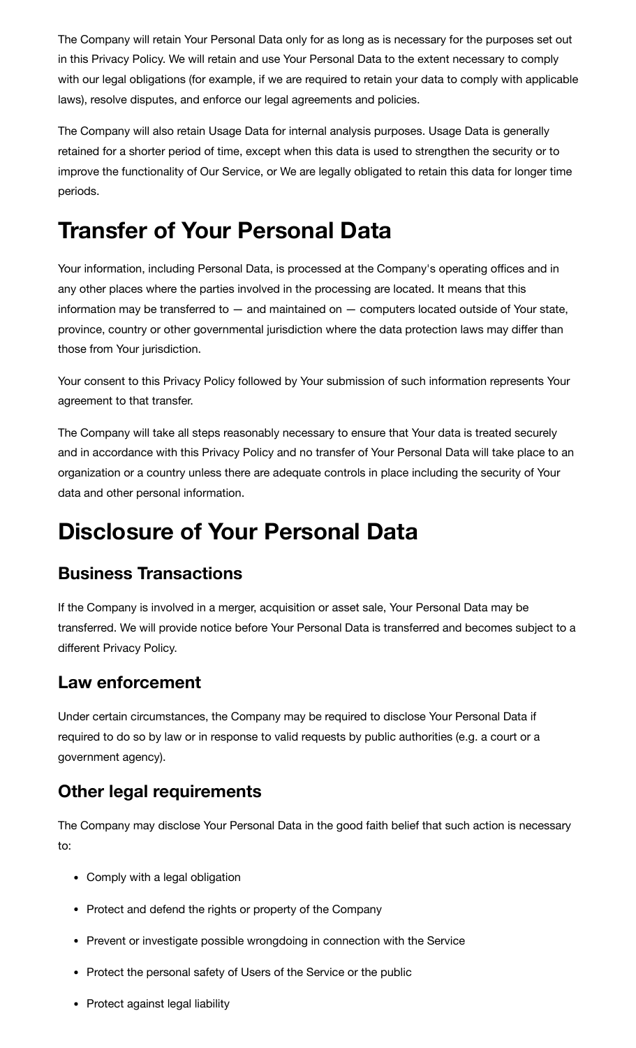The Company will retain Your Personal Data only for as long as is necessary for the purposes set out in this Privacy Policy. We will retain and use Your Personal Data to the extent necessary to comply with our legal obligations (for example, if we are required to retain your data to comply with applicable laws), resolve disputes, and enforce our legal agreements and policies.

The Company will also retain Usage Data for internal analysis purposes. Usage Data is generally retained for a shorter period of time, except when this data is used to strengthen the security or to improve the functionality of Our Service, or We are legally obligated to retain this data for longer time periods.

# Transfer of Your Personal Data

Your information, including Personal Data, is processed at the Company's operating offices and in any other places where the parties involved in the processing are located. It means that this information may be transferred to — and maintained on — computers located outside of Your state, province, country or other governmental jurisdiction where the data protection laws may differ than those from Your jurisdiction.

Your consent to this Privacy Policy followed by Your submission of such information represents Your agreement to that transfer.

The Company will take all steps reasonably necessary to ensure that Your data is treated securely and in accordance with this Privacy Policy and no transfer of Your Personal Data will take place to an organization or a country unless there are adequate controls in place including the security of Your data and other personal information.

# Disclosure of Your Personal Data

## Business Transactions

If the Company is involved in a merger, acquisition or asset sale, Your Personal Data may be transferred. We will provide notice before Your Personal Data is transferred and becomes subject to a different Privacy Policy.

## Law enforcement

Under certain circumstances, the Company may be required to disclose Your Personal Data if required to do so by law or in response to valid requests by public authorities (e.g. a court or a government agency).

## Other legal requirements

The Company may disclose Your Personal Data in the good faith belief that such action is necessary to:

- Comply with a legal obligation
- Protect and defend the rights or property of the Company
- Prevent or investigate possible wrongdoing in connection with the Service
- Protect the personal safety of Users of the Service or the public
- Protect against legal liability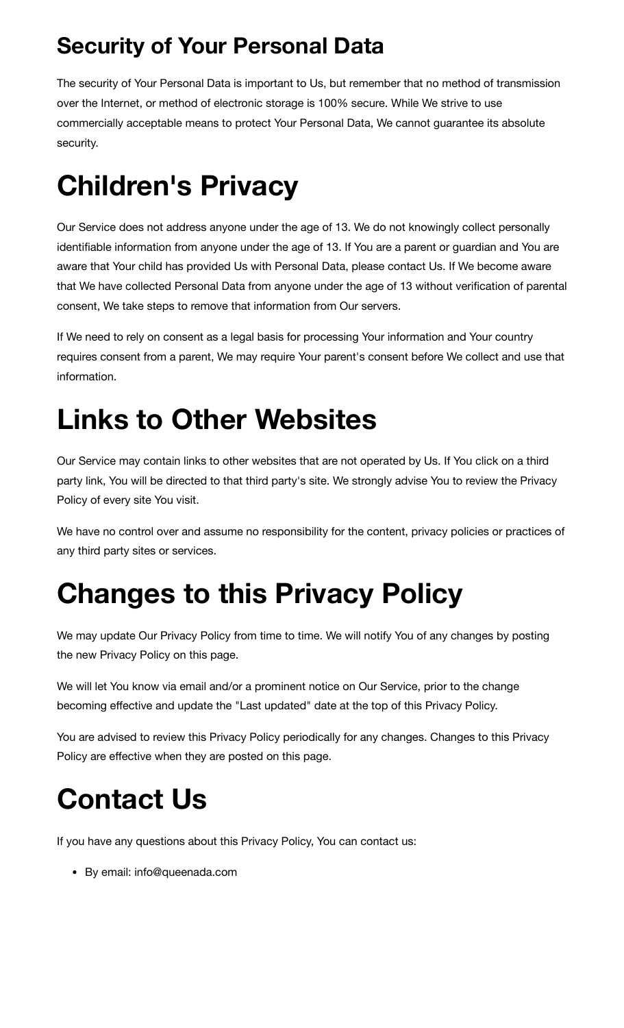## Security of Your Personal Data

The security of Your Personal Data is important to Us, but remember that no method of transmission over the Internet, or method of electronic storage is 100% secure. While We strive to use commercially acceptable means to protect Your Personal Data, We cannot guarantee its absolute security.

# Children's Privacy

Our Service does not address anyone under the age of 13. We do not knowingly collect personally identifiable information from anyone under the age of 13. If You are a parent or guardian and You are aware that Your child has provided Us with Personal Data, please contact Us. If We become aware that We have collected Personal Data from anyone under the age of 13 without verification of parental consent, We take steps to remove that information from Our servers.

If We need to rely on consent as a legal basis for processing Your information and Your country requires consent from a parent, We may require Your parent's consent before We collect and use that information.

# Links to Other Websites

Our Service may contain links to other websites that are not operated by Us. If You click on a third party link, You will be directed to that third party's site. We strongly advise You to review the Privacy Policy of every site You visit.

We have no control over and assume no responsibility for the content, privacy policies or practices of any third party sites or services.

# Changes to this Privacy Policy

We may update Our Privacy Policy from time to time. We will notify You of any changes by posting the new Privacy Policy on this page.

We will let You know via email and/or a prominent notice on Our Service, prior to the change becoming effective and update the "Last updated" date at the top of this Privacy Policy.

You are advised to review this Privacy Policy periodically for any changes. Changes to this Privacy Policy are effective when they are posted on this page.

# Contact Us

If you have any questions about this Privacy Policy, You can contact us:

- By email: info@queenada.com